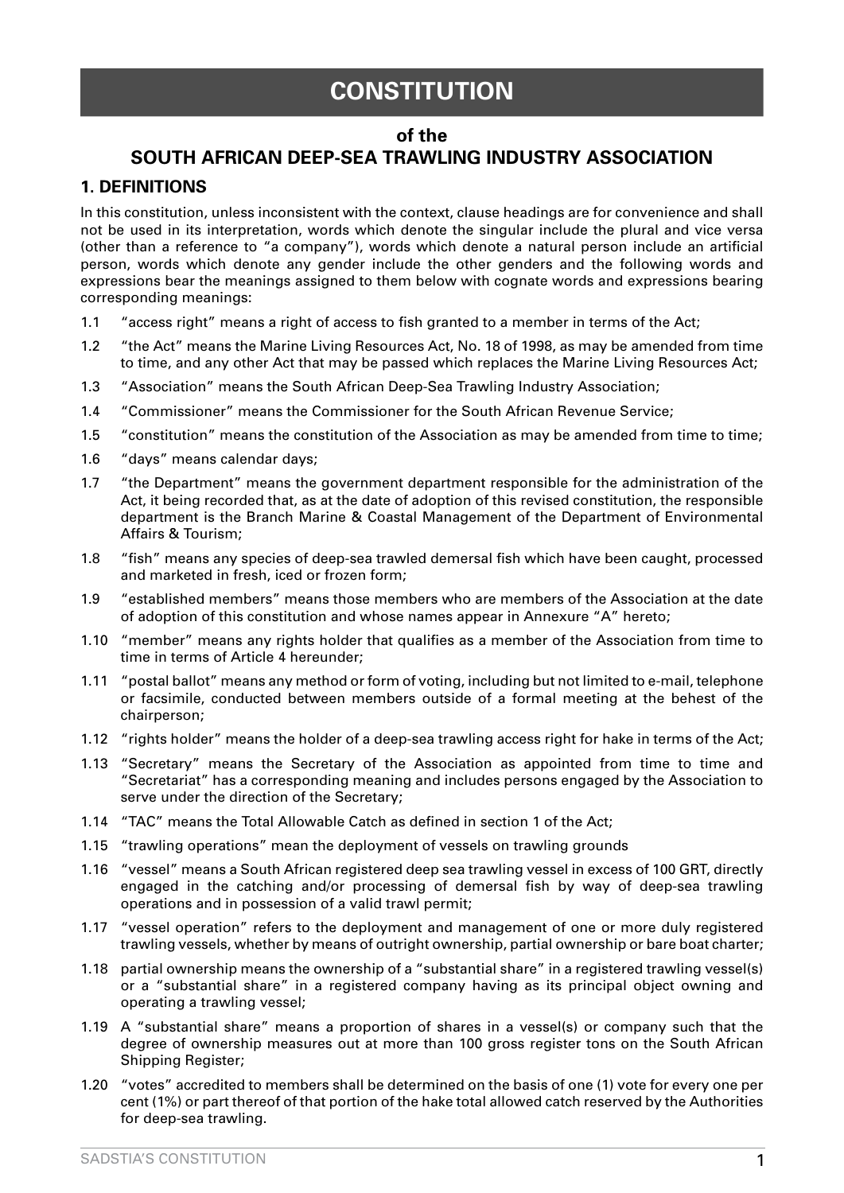# CONSTITUTION

## of the SOUTH AFRICAN DEEP-SEA TRAWLING INDUSTRY ASSOCIATION

### 1. DEFINITIONS

In this constitution, unless inconsistent with the context, clause headings are for convenience and shall not be used in its interpretation, words which denote the singular include the plural and vice versa (other than a reference to "a company"), words which denote a natural person include an artificial person, words which denote any gender include the other genders and the following words and expressions bear the meanings assigned to them below with cognate words and expressions bearing corresponding meanings:

1.1 "access right" means a right of access to fish granted to a member in terms of the Act;

1.2 "the Act" means the Marine Living Resources Act, No. 18 of 1998, as may be amended from time to time, and any other Act that may be passed which replaces the Marine Living Resources Act;

1.3 "Association" means the South African Deep-Sea Trawling Industry Association;

1.4 "Commissioner" means the Commissioner for the South African Revenue Service;

1.5 "constitution" means the constitution of the Association as may be amended from time to time;

1.6 "days" means calendar days;

1.7 "the Department" means the government department responsible for the administration of the Act, it being recorded that, as at the date of adoption of this revised constitution, the responsible department is the Branch Marine & Coastal Management of the Department of Environmental Affairs & Tourism;

1.8 "fish" means any species of deep-sea trawled demersal fish which have been caught, processed and marketed in fresh, iced or frozen form;

1.9 "established members" means those members who are members of the Association at the date of adoption of this constitution and whose names appear in Annexure "A" hereto;

1.10 "member" means any rights holder that qualifies as a member of the Association from time to time in terms of Article 4 hereunder;

1.11 "postal ballot" means any method or form of voting, including but not limited to e-mail, telephone or facsimile, conducted between members outside of a formal meeting at the behest of the chairperson;

1.12 "rights holder" means the holder of a deep-sea trawling access right for hake in terms of the Act;

1.13 "Secretary" means the Secretary of the Association as appointed from time to time and "Secretariat" has a corresponding meaning and includes persons engaged by the Association to serve under the direction of the Secretary;

1.14 "TAC" means the Total Allowable Catch as defined in section 1 of the Act;

1.15 "trawling operations" mean the deployment of vessels on trawling grounds

1.16 "vessel" means a South African registered deep sea trawling vessel in excess of 100 GRT, directly engaged in the catching and/or processing of demersal fish by way of deep-sea trawling operations and in possession of a valid trawl permit;

1.17 "vessel operation" refers to the deployment and management of one or more duly registered trawling vessels, whether by means of outright ownership, partial ownership or bare boat charter;

1.18 partial ownership means the ownership of a "substantial share" in a registered trawling vessel(s) or a "substantial share" in a registered company having as its principal object owning and operating a trawling vessel;

1.19 A "substantial share" means a proportion of shares in a vessel(s) or company such that the degree of ownership measures out at more than 100 gross register tons on the South African Shipping Register;

1.20 "votes" accredited to members shall be determined on the basis of one (1) vote for every one per cent (1%) or part thereof of that portion of the hake total allowed catch reserved by the Authorities for deep-sea trawling.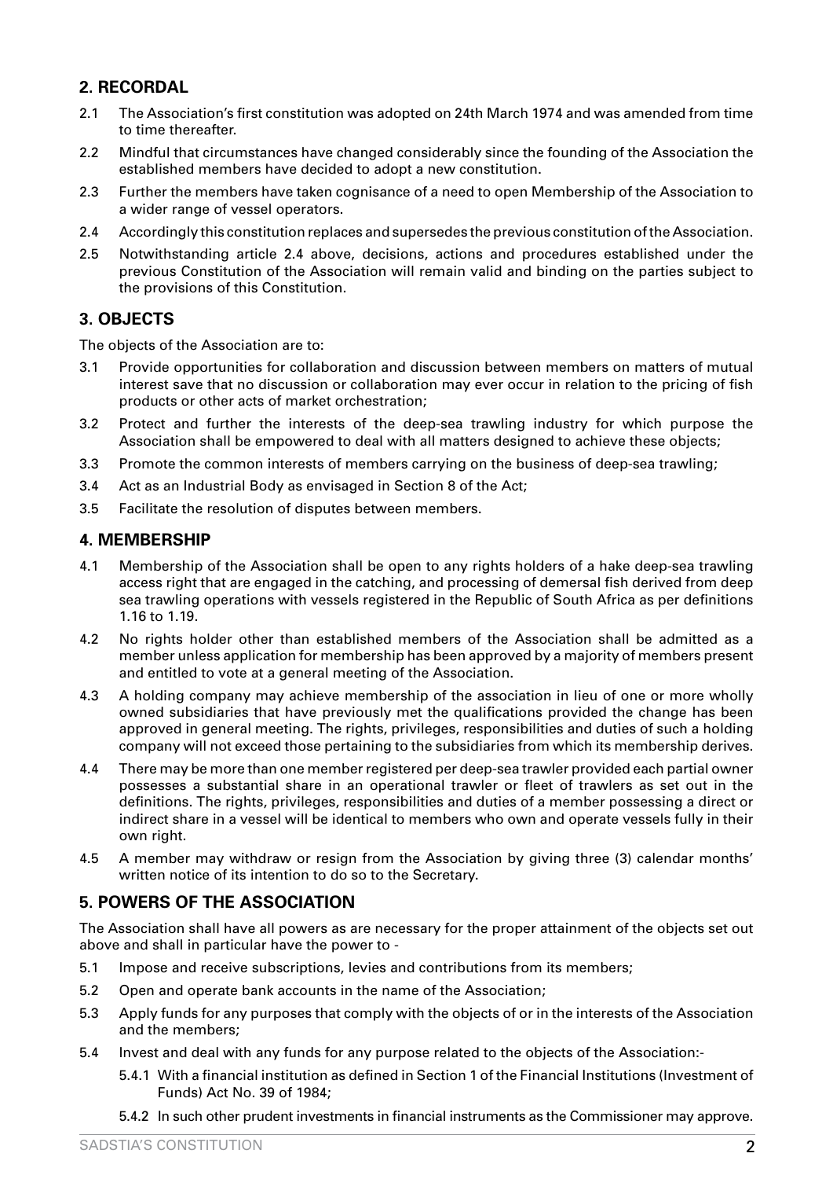## 2. RECORDAL

2.1 The Association's first constitution was adopted on 24th March 1974 and was amended from time to time thereafter.

2.2 Mindful that circumstances have changed considerably since the founding of the Association the established members have decided to adopt a new constitution.

2.3 Further the members have taken cognisance of a need to open Membership of the Association to a wider range of vessel operators.

2.4 Accordingly this constitution replaces and supersedes the previous constitution of the Association.

2.5 Notwithstanding article 2.4 above, decisions, actions and procedures established under the previous Constitution of the Association will remain valid and binding on the parties subject to the provisions of this Constitution.

## 3. OBJECTS

The objects of the Association are to:

3.1 Provide opportunities for collaboration and discussion between members on matters of mutual interest save that no discussion or collaboration may ever occur in relation to the pricing of fish products or other acts of market orchestration;

3.2 Protect and further the interests of the deep-sea trawling industry for which purpose the Association shall be empowered to deal with all matters designed to achieve these objects;

3.3 Promote the common interests of members carrying on the business of deep-sea trawling;

3.4 Act as an Industrial Body as envisaged in Section 8 of the Act;

3.5 Facilitate the resolution of disputes between members.

## 4. MEMBERSHIP

4.1 Membership of the Association shall be open to any rights holders of a hake deep-sea trawling access right that are engaged in the catching, and processing of demersal fish derived from deep sea trawling operations with vessels registered in the Republic of South Africa as per definitions 1.16 to 1.19.

4.2 No rights holder other than established members of the Association shall be admitted as a member unless application for membership has been approved by a majority of members present and entitled to vote at a general meeting of the Association.

4.3 A holding company may achieve membership of the association in lieu of one or more wholly owned subsidiaries that have previously met the qualifications provided the change has been approved in general meeting. The rights, privileges, responsibilities and duties of such a holding company will not exceed those pertaining to the subsidiaries from which its membership derives.

4.4 There may be more than one member registered per deep-sea trawler provided each partial owner possesses a substantial share in an operational trawler or fleet of trawlers as set out in the definitions. The rights, privileges, responsibilities and duties of a member possessing a direct or indirect share in a vessel will be identical to members who own and operate vessels fully in their own right.

4.5 A member may withdraw or resign from the Association by giving three (3) calendar months' written notice of its intention to do so to the Secretary.

## 5. POWERS OF THE ASSOCIATION

The Association shall have all powers as are necessary for the proper attainment of the objects set out above and shall in particular have the power to -

5.1 Impose and receive subscriptions, levies and contributions from its members;

5.2 Open and operate bank accounts in the name of the Association;

5.3 Apply funds for any purposes that comply with the objects of or in the interests of the Association and the members;

5.4 Invest and deal with any funds for any purpose related to the objects of the Association:-

5.4.1 With a financial institution as defined in Section 1 of the Financial Institutions (Investment of Funds) Act No. 39 of 1984;

5.4.2 In such other prudent investments in financial instruments as the Commissioner may approve.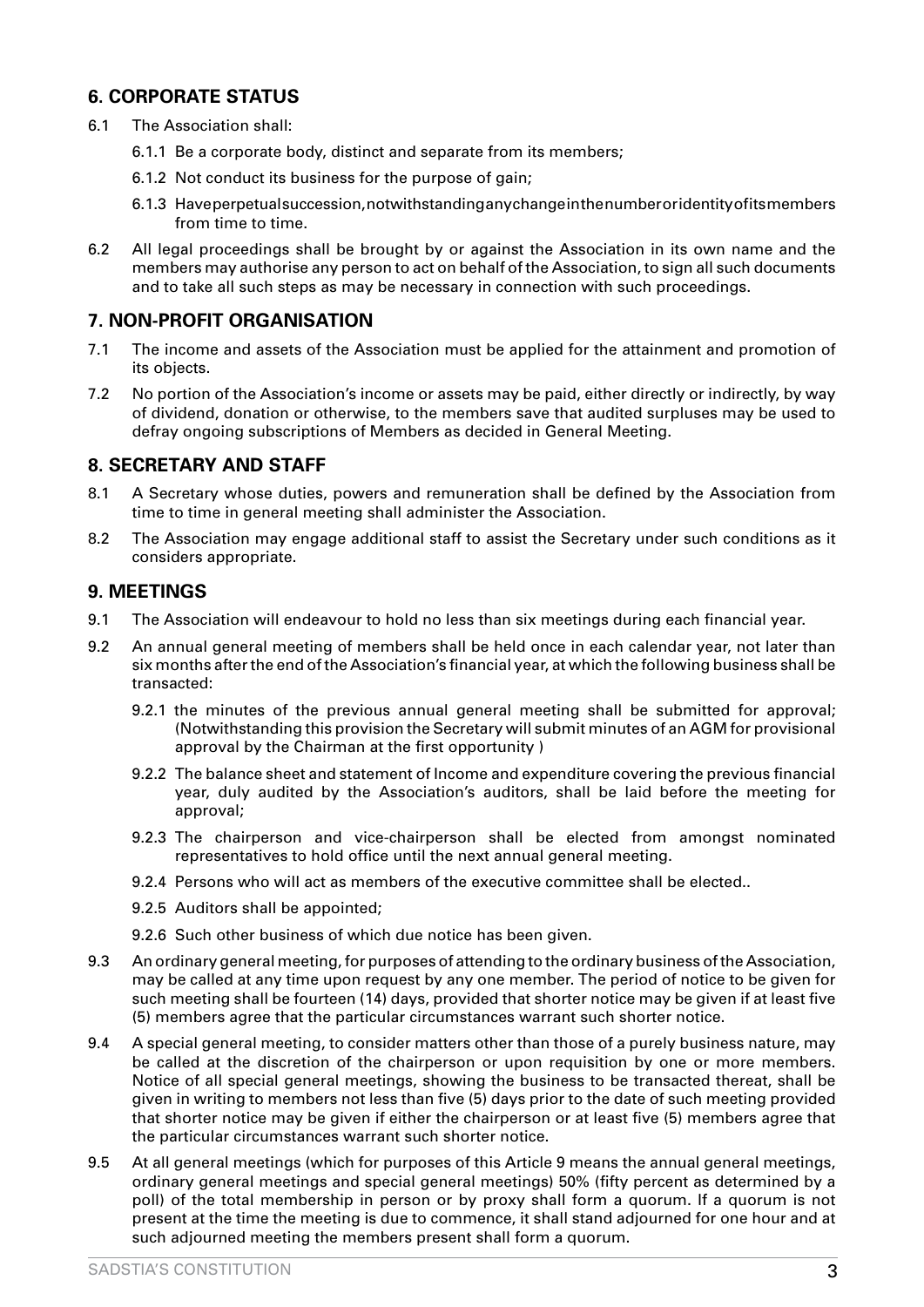## 6. CORPORATE STATUS

6.1 The Association shall:

6.1.1 Be a corporate body, distinct and separate from its members;

6.1.2 Not conduct its business for the purpose of gain;

6.1.3 Have perpetual succession, notwithstanding any change in the number or identity of its members from time to time.

6.2 All legal proceedings shall be brought by or against the Association in its own name and the members may authorise any person to act on behalf of the Association, to sign all such documents and to take all such steps as may be necessary in connection with such proceedings.

## 7. NON-PROFIT ORGANISATION

7.1 The income and assets of the Association must be applied for the attainment and promotion of its objects.

7.2 No portion of the Association's income or assets may be paid, either directly or indirectly, by way of dividend, donation or otherwise, to the members save that audited surpluses may be used to defray ongoing subscriptions of Members as decided in General Meeting.

## 8. SECRETARY AND STAFF

8.1 A Secretary whose duties, powers and remuneration shall be defined by the Association from time to time in general meeting shall administer the Association.

8.2 The Association may engage additional staff to assist the Secretary under such conditions as it considers appropriate.

## 9. MEETINGS

9.1 The Association will endeavour to hold no less than six meetings during each financial year.

9.2 An annual general meeting of members shall be held once in each calendar year, not later than six months after the end of the Association's financial year, at which the following business shall be transacted:

9.2.1 the minutes of the previous annual general meeting shall be submitted for approval; (Notwithstanding this provision the Secretary will submit minutes of an AGM for provisional approval by the Chairman at the first opportunity )

9.2.2 The balance sheet and statement of Income and expenditure covering the previous financial year, duly audited by the Association's auditors, shall be laid before the meeting for approval;

9.2.3 The chairperson and vice-chairperson shall be elected from amongst nominated representatives to hold office until the next annual general meeting.

9.2.4 Persons who will act as members of the executive committee shall be elected..

9.2.5 Auditors shall be appointed;

9.2.6 Such other business of which due notice has been given.

9.3 An ordinary general meeting, for purposes of attending to the ordinary business of the Association, may be called at any time upon request by any one member. The period of notice to be given for such meeting shall be fourteen (14) days, provided that shorter notice may be given if at least five (5) members agree that the particular circumstances warrant such shorter notice.

9.4 A special general meeting, to consider matters other than those of a purely business nature, may be called at the discretion of the chairperson or upon requisition by one or more members. Notice of all special general meetings, showing the business to be transacted thereat, shall be given in writing to members not less than five (5) days prior to the date of such meeting provided that shorter notice may be given if either the chairperson or at least five (5) members agree that the particular circumstances warrant such shorter notice.

9.5 At all general meetings (which for purposes of this Article 9 means the annual general meetings, ordinary general meetings and special general meetings) 50% (fifty percent as determined by a poll) of the total membership in person or by proxy shall form a quorum. If a quorum is not present at the time the meeting is due to commence, it shall stand adjourned for one hour and at such adjourned meeting the members present shall form a quorum.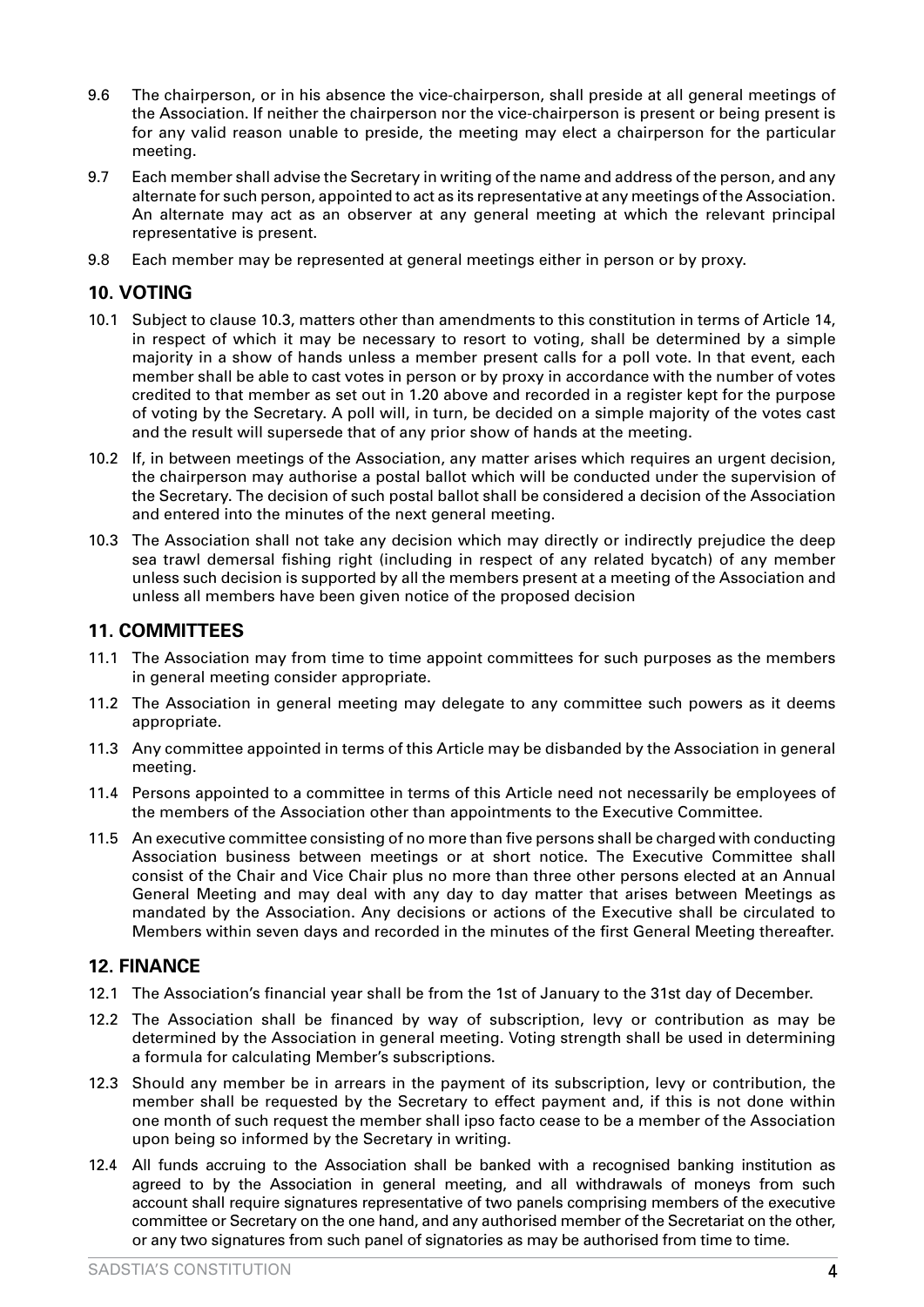9.6 The chairperson, or in his absence the vice-chairperson, shall preside at all general meetings of the Association. If neither the chairperson nor the vice-chairperson is present or being present is for any valid reason unable to preside, the meeting may elect a chairperson for the particular meeting.

9.7 Each member shall advise the Secretary in writing of the name and address of the person, and any alternate for such person, appointed to act as its representative at any meetings of the Association. An alternate may act as an observer at any general meeting at which the relevant principal representative is present.

9.8 Each member may be represented at general meetings either in person or by proxy.

## 10. VOTING

10.1 Subject to clause 10.3, matters other than amendments to this constitution in terms of Article 14, in respect of which it may be necessary to resort to voting, shall be determined by a simple majority in a show of hands unless a member present calls for a poll vote. In that event, each member shall be able to cast votes in person or by proxy in accordance with the number of votes credited to that member as set out in 1.20 above and recorded in a register kept for the purpose of voting by the Secretary. A poll will, in turn, be decided on a simple majority of the votes cast and the result will supersede that of any prior show of hands at the meeting.

10.2 If, in between meetings of the Association, any matter arises which requires an urgent decision, the chairperson may authorise a postal ballot which will be conducted under the supervision of the Secretary. The decision of such postal ballot shall be considered a decision of the Association and entered into the minutes of the next general meeting.

10.3 The Association shall not take any decision which may directly or indirectly prejudice the deep sea trawl demersal fishing right (including in respect of any related bycatch) of any member unless such decision is supported by all the members present at a meeting of the Association and unless all members have been given notice of the proposed decision

## 11. COMMITTEES

11.1 The Association may from time to time appoint committees for such purposes as the members in general meeting consider appropriate.

11.2 The Association in general meeting may delegate to any committee such powers as it deems appropriate.

11.3 Any committee appointed in terms of this Article may be disbanded by the Association in general meeting.

11.4 Persons appointed to a committee in terms of this Article need not necessarily be employees of the members of the Association other than appointments to the Executive Committee.

11.5 An executive committee consisting of no more than five persons shall be charged with conducting Association business between meetings or at short notice. The Executive Committee shall consist of the Chair and Vice Chair plus no more than three other persons elected at an Annual General Meeting and may deal with any day to day matter that arises between Meetings as mandated by the Association. Any decisions or actions of the Executive shall be circulated to Members within seven days and recorded in the minutes of the first General Meeting thereafter.

## 12. FINANCE

12.1 The Association's financial year shall be from the 1st of January to the 31st day of December.

12.2 The Association shall be financed by way of subscription, levy or contribution as may be determined by the Association in general meeting. Voting strength shall be used in determining a formula for calculating Member's subscriptions.

12.3 Should any member be in arrears in the payment of its subscription, levy or contribution, the member shall be requested by the Secretary to effect payment and, if this is not done within one month of such request the member shall ipso facto cease to be a member of the Association upon being so informed by the Secretary in writing.

12.4 All funds accruing to the Association shall be banked with a recognised banking institution as agreed to by the Association in general meeting, and all withdrawals of moneys from such account shall require signatures representative of two panels comprising members of the executive committee or Secretary on the one hand, and any authorised member of the Secretariat on the other, or any two signatures from such panel of signatories as may be authorised from time to time.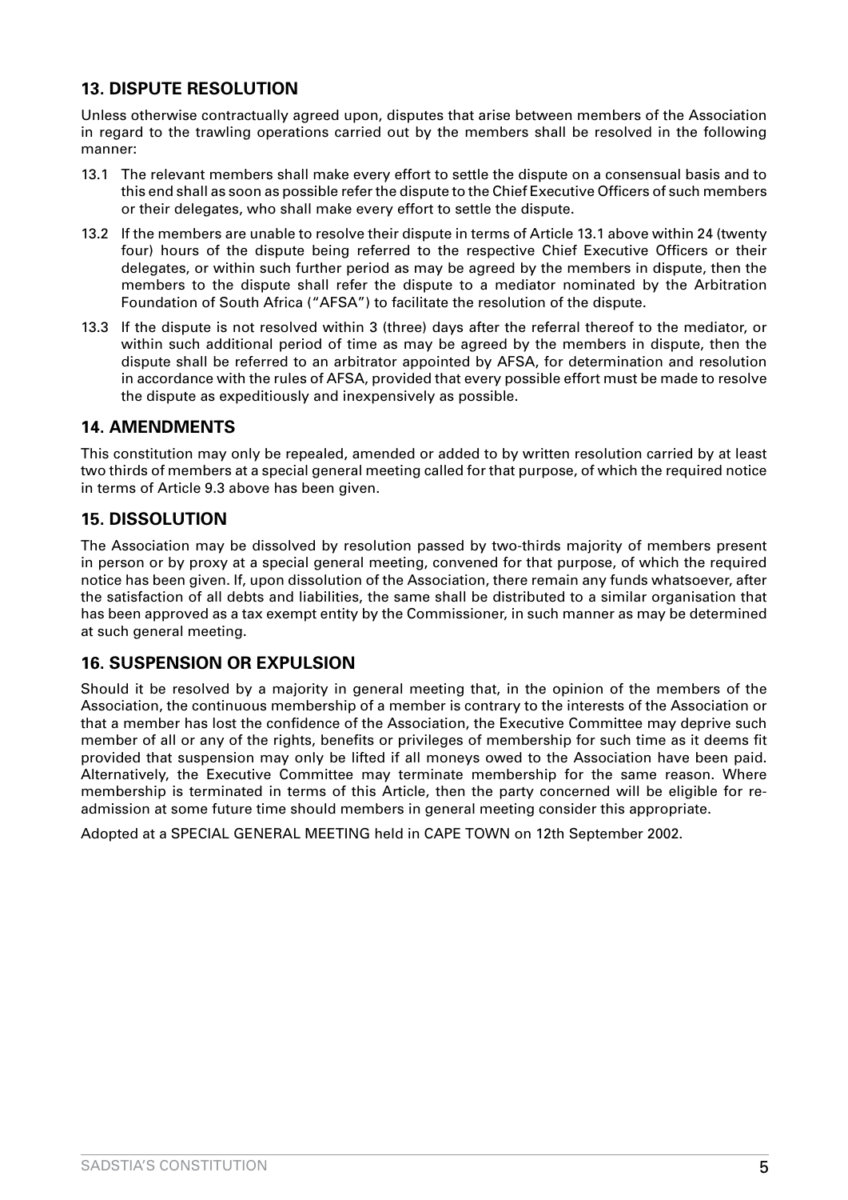## 13. DISPUTE RESOLUTION

Unless otherwise contractually agreed upon, disputes that arise between members of the Association in regard to the trawling operations carried out by the members shall be resolved in the following manner:

13.1 The relevant members shall make every effort to settle the dispute on a consensual basis and to this end shall as soon as possible refer the dispute to the Chief Executive Officers of such members or their delegates, who shall make every effort to settle the dispute.

13.2 If the members are unable to resolve their dispute in terms of Article 13.1 above within 24 (twenty four) hours of the dispute being referred to the respective Chief Executive Officers or their delegates, or within such further period as may be agreed by the members in dispute, then the members to the dispute shall refer the dispute to a mediator nominated by the Arbitration Foundation of South Africa ("AFSA") to facilitate the resolution of the dispute.

13.3 If the dispute is not resolved within 3 (three) days after the referral thereof to the mediator, or within such additional period of time as may be agreed by the members in dispute, then the dispute shall be referred to an arbitrator appointed by AFSA, for determination and resolution in accordance with the rules of AFSA, provided that every possible effort must be made to resolve the dispute as expeditiously and inexpensively as possible.

## 14. AMENDMENTS

This constitution may only be repealed, amended or added to by written resolution carried by at least two thirds of members at a special general meeting called for that purpose, of which the required notice in terms of Article 9.3 above has been given.

## 15. DISSOLUTION

The Association may be dissolved by resolution passed by two-thirds majority of members present in person or by proxy at a special general meeting, convened for that purpose, of which the required notice has been given. If, upon dissolution of the Association, there remain any funds whatsoever, after the satisfaction of all debts and liabilities, the same shall be distributed to a similar organisation that has been approved as a tax exempt entity by the Commissioner, in such manner as may be determined at such general meeting.

## 16. SUSPENSION OR EXPULSION

Should it be resolved by a majority in general meeting that, in the opinion of the members of the Association, the continuous membership of a member is contrary to the interests of the Association or that a member has lost the confidence of the Association, the Executive Committee may deprive such member of all or any of the rights, benefits or privileges of membership for such time as it deems fit provided that suspension may only be lifted if all moneys owed to the Association have been paid. Alternatively, the Executive Committee may terminate membership for the same reason. Where membership is terminated in terms of this Article, then the party concerned will be eligible for re-admission at some future time should members in general meeting consider this appropriate.

Adopted at a SPECIAL GENERAL MEETING held in CAPE TOWN on 12th September 2002.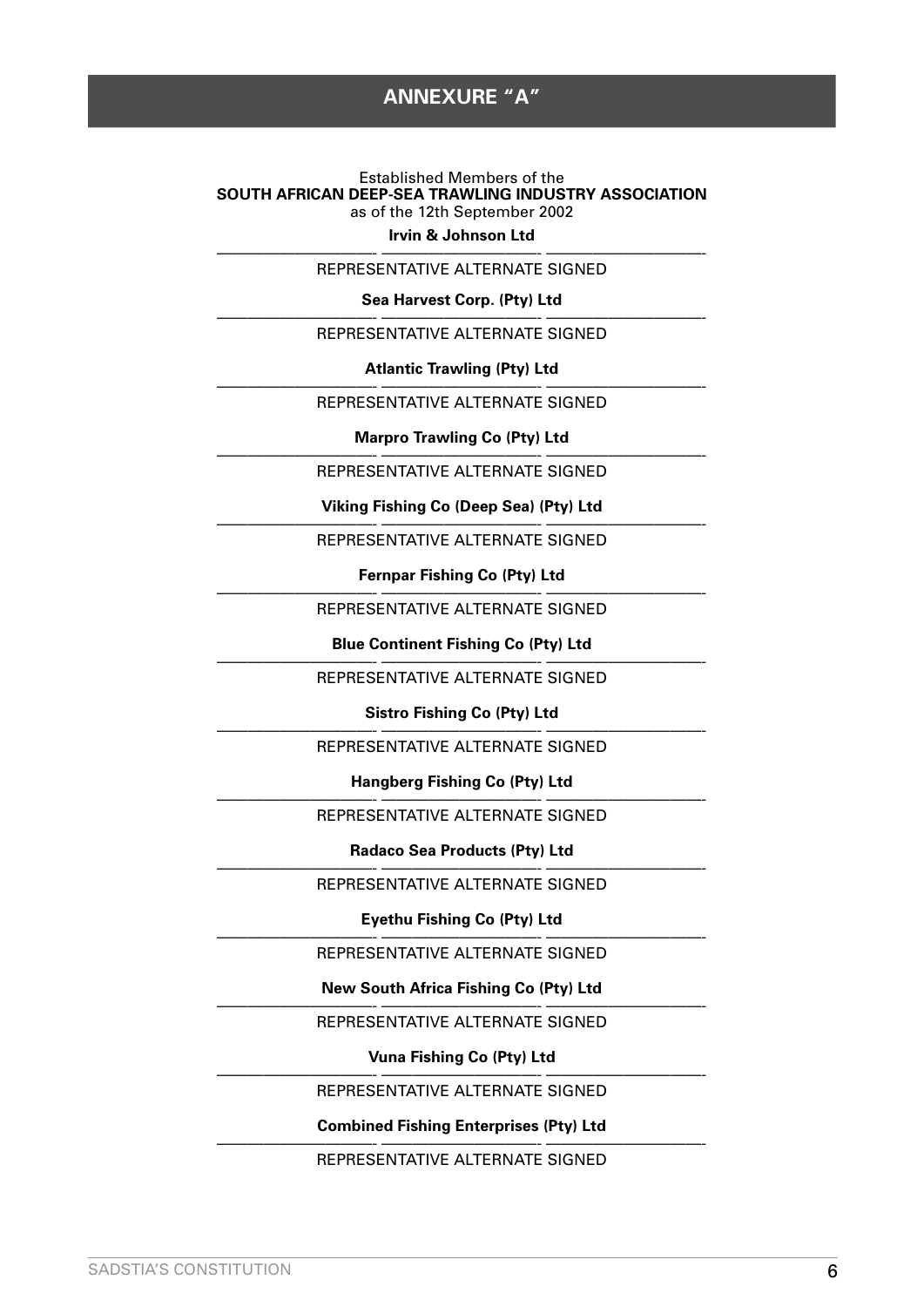# ANNEXURE "A"

Established Members of the
**SOUTH AFRICAN DEEP-SEA TRAWLING INDUSTRY ASSOCIATION**
as of the 12th September 2002

**Irvin & Johnson Ltd**

________________ ________________ ________________
REPRESENTATIVE ALTERNATE SIGNED

**Sea Harvest Corp. (Pty) Ltd**

________________ ________________ ________________
REPRESENTATIVE ALTERNATE SIGNED

**Atlantic Trawling (Pty) Ltd**

________________ ________________ ________________
REPRESENTATIVE ALTERNATE SIGNED

**Marpro Trawling Co (Pty) Ltd**

________________ ________________ ________________
REPRESENTATIVE ALTERNATE SIGNED

**Viking Fishing Co (Deep Sea) (Pty) Ltd**

________________ ________________ ________________
REPRESENTATIVE ALTERNATE SIGNED

**Fernpar Fishing Co (Pty) Ltd**

________________ ________________ ________________
REPRESENTATIVE ALTERNATE SIGNED

**Blue Continent Fishing Co (Pty) Ltd**

________________ ________________ ________________
REPRESENTATIVE ALTERNATE SIGNED

**Sistro Fishing Co (Pty) Ltd**

________________ ________________ ________________
REPRESENTATIVE ALTERNATE SIGNED

**Hangberg Fishing Co (Pty) Ltd**

________________ ________________ ________________
REPRESENTATIVE ALTERNATE SIGNED

**Radaco Sea Products (Pty) Ltd**

________________ ________________ ________________
REPRESENTATIVE ALTERNATE SIGNED

**Eyethu Fishing Co (Pty) Ltd**

________________ ________________ ________________
REPRESENTATIVE ALTERNATE SIGNED

**New South Africa Fishing Co (Pty) Ltd**

________________ ________________ ________________
REPRESENTATIVE ALTERNATE SIGNED

**Vuna Fishing Co (Pty) Ltd**

________________ ________________ ________________
REPRESENTATIVE ALTERNATE SIGNED

**Combined Fishing Enterprises (Pty) Ltd**

________________ ________________ ________________
REPRESENTATIVE ALTERNATE SIGNED